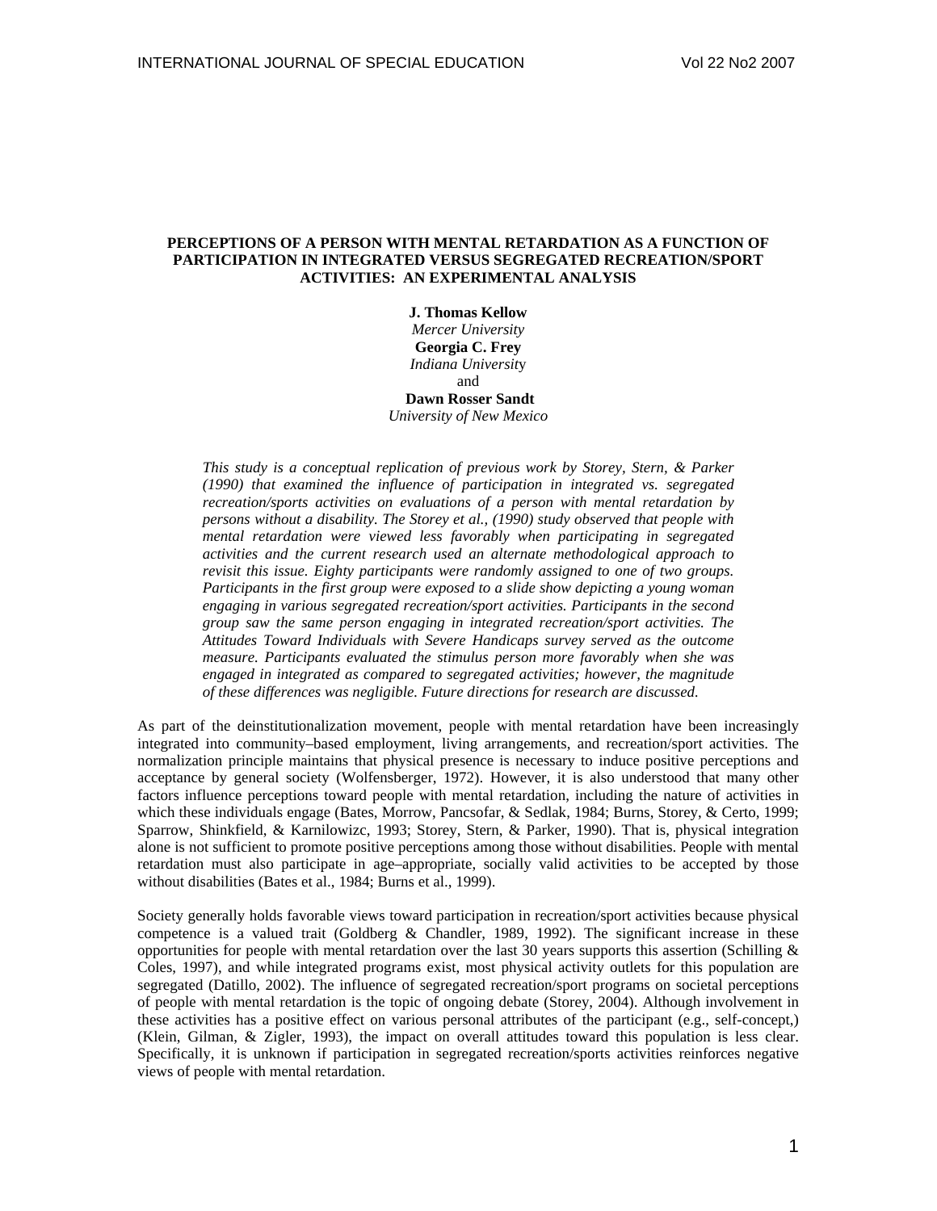# PERCEPTIONS OF A PERSON WITH MENTAL RETARDATION AS A FUNCTION OF PARTICIPATION IN INTEGRATED VERSUS SEGREGATED RECREATION/SPORT ACTIVITIES: AN EXPERIMENTAL ANALYSIS

**J. Thomas Kellow**
*Mercer University*
**Georgia C. Frey**
*Indiana University*
and
**Dawn Rosser Sandt**
*University of New Mexico*

*This study is a conceptual replication of previous work by Storey, Stern, & Parker (1990) that examined the influence of participation in integrated vs. segregated recreation/sports activities on evaluations of a person with mental retardation by persons without a disability. The Storey et al., (1990) study observed that people with mental retardation were viewed less favorably when participating in segregated activities and the current research used an alternate methodological approach to revisit this issue. Eighty participants were randomly assigned to one of two groups. Participants in the first group were exposed to a slide show depicting a young woman engaging in various segregated recreation/sport activities. Participants in the second group saw the same person engaging in integrated recreation/sport activities. The Attitudes Toward Individuals with Severe Handicaps survey served as the outcome measure. Participants evaluated the stimulus person more favorably when she was engaged in integrated as compared to segregated activities; however, the magnitude of these differences was negligible. Future directions for research are discussed.*

As part of the deinstitutionalization movement, people with mental retardation have been increasingly integrated into community–based employment, living arrangements, and recreation/sport activities. The normalization principle maintains that physical presence is necessary to induce positive perceptions and acceptance by general society (Wolfensberger, 1972). However, it is also understood that many other factors influence perceptions toward people with mental retardation, including the nature of activities in which these individuals engage (Bates, Morrow, Pancsofar, & Sedlak, 1984; Burns, Storey, & Certo, 1999; Sparrow, Shinkfield, & Karnilowizc, 1993; Storey, Stern, & Parker, 1990). That is, physical integration alone is not sufficient to promote positive perceptions among those without disabilities. People with mental retardation must also participate in age–appropriate, socially valid activities to be accepted by those without disabilities (Bates et al., 1984; Burns et al., 1999).

Society generally holds favorable views toward participation in recreation/sport activities because physical competence is a valued trait (Goldberg & Chandler, 1989, 1992). The significant increase in these opportunities for people with mental retardation over the last 30 years supports this assertion (Schilling & Coles, 1997), and while integrated programs exist, most physical activity outlets for this population are segregated (Datillo, 2002). The influence of segregated recreation/sport programs on societal perceptions of people with mental retardation is the topic of ongoing debate (Storey, 2004). Although involvement in these activities has a positive effect on various personal attributes of the participant (e.g., self-concept,) (Klein, Gilman, & Zigler, 1993), the impact on overall attitudes toward this population is less clear. Specifically, it is unknown if participation in segregated recreation/sports activities reinforces negative views of people with mental retardation.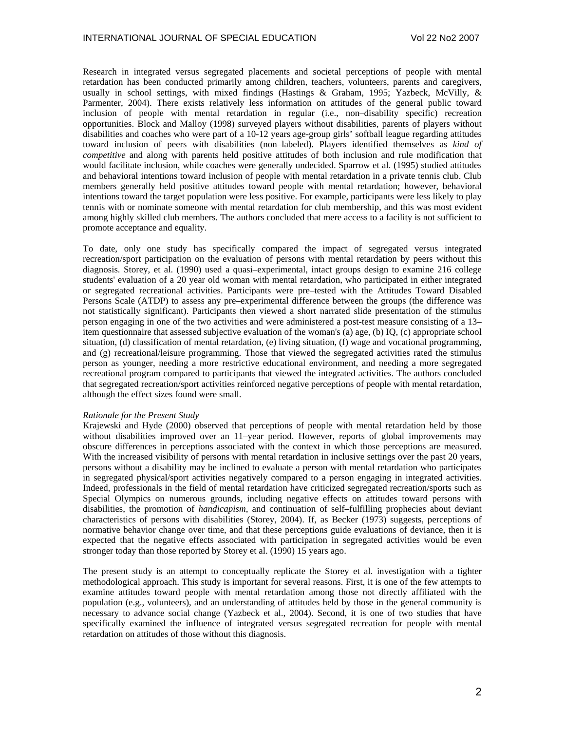Research in integrated versus segregated placements and societal perceptions of people with mental retardation has been conducted primarily among children, teachers, volunteers, parents and caregivers, usually in school settings, with mixed findings (Hastings & Graham, 1995; Yazbeck, McVilly, & Parmenter, 2004). There exists relatively less information on attitudes of the general public toward inclusion of people with mental retardation in regular (i.e., non–disability specific) recreation opportunities. Block and Malloy (1998) surveyed players without disabilities, parents of players without disabilities and coaches who were part of a 10-12 years age-group girls' softball league regarding attitudes toward inclusion of peers with disabilities (non–labeled). Players identified themselves as *kind of competitive* and along with parents held positive attitudes of both inclusion and rule modification that would facilitate inclusion, while coaches were generally undecided. Sparrow et al. (1995) studied attitudes and behavioral intentions toward inclusion of people with mental retardation in a private tennis club. Club members generally held positive attitudes toward people with mental retardation; however, behavioral intentions toward the target population were less positive. For example, participants were less likely to play tennis with or nominate someone with mental retardation for club membership, and this was most evident among highly skilled club members. The authors concluded that mere access to a facility is not sufficient to promote acceptance and equality.

To date, only one study has specifically compared the impact of segregated versus integrated recreation/sport participation on the evaluation of persons with mental retardation by peers without this diagnosis. Storey, et al. (1990) used a quasi–experimental, intact groups design to examine 216 college students' evaluation of a 20 year old woman with mental retardation, who participated in either integrated or segregated recreational activities. Participants were pre–tested with the Attitudes Toward Disabled Persons Scale (ATDP) to assess any pre–experimental difference between the groups (the difference was not statistically significant). Participants then viewed a short narrated slide presentation of the stimulus person engaging in one of the two activities and were administered a post-test measure consisting of a 13–item questionnaire that assessed subjective evaluation of the woman's (a) age, (b) IQ, (c) appropriate school situation, (d) classification of mental retardation, (e) living situation, (f) wage and vocational programming, and (g) recreational/leisure programming. Those that viewed the segregated activities rated the stimulus person as younger, needing a more restrictive educational environment, and needing a more segregated recreational program compared to participants that viewed the integrated activities. The authors concluded that segregated recreation/sport activities reinforced negative perceptions of people with mental retardation, although the effect sizes found were small.

*Rationale for the Present Study*

Krajewski and Hyde (2000) observed that perceptions of people with mental retardation held by those without disabilities improved over an 11–year period. However, reports of global improvements may obscure differences in perceptions associated with the context in which those perceptions are measured. With the increased visibility of persons with mental retardation in inclusive settings over the past 20 years, persons without a disability may be inclined to evaluate a person with mental retardation who participates in segregated physical/sport activities negatively compared to a person engaging in integrated activities. Indeed, professionals in the field of mental retardation have criticized segregated recreation/sports such as Special Olympics on numerous grounds, including negative effects on attitudes toward persons with disabilities, the promotion of *handicapism*, and continuation of self–fulfilling prophecies about deviant characteristics of persons with disabilities (Storey, 2004). If, as Becker (1973) suggests, perceptions of normative behavior change over time, and that these perceptions guide evaluations of deviance, then it is expected that the negative effects associated with participation in segregated activities would be even stronger today than those reported by Storey et al. (1990) 15 years ago.

The present study is an attempt to conceptually replicate the Storey et al. investigation with a tighter methodological approach. This study is important for several reasons. First, it is one of the few attempts to examine attitudes toward people with mental retardation among those not directly affiliated with the population (e.g., volunteers), and an understanding of attitudes held by those in the general community is necessary to advance social change (Yazbeck et al., 2004). Second, it is one of two studies that have specifically examined the influence of integrated versus segregated recreation for people with mental retardation on attitudes of those without this diagnosis.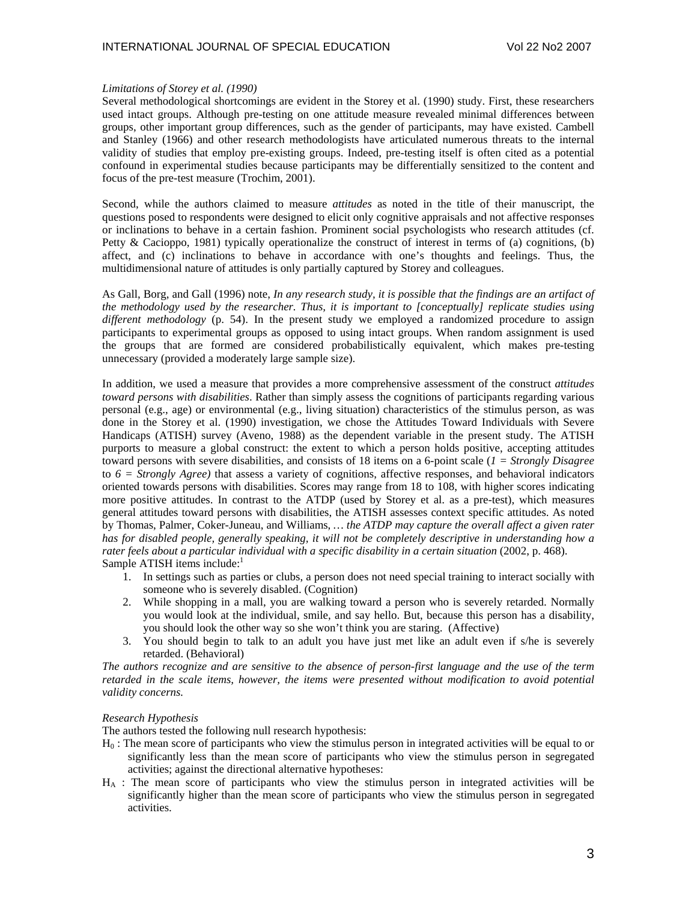*Limitations of Storey et al. (1990)*

Several methodological shortcomings are evident in the Storey et al. (1990) study. First, these researchers used intact groups. Although pre-testing on one attitude measure revealed minimal differences between groups, other important group differences, such as the gender of participants, may have existed. Cambell and Stanley (1966) and other research methodologists have articulated numerous threats to the internal validity of studies that employ pre-existing groups. Indeed, pre-testing itself is often cited as a potential confound in experimental studies because participants may be differentially sensitized to the content and focus of the pre-test measure (Trochim, 2001).

Second, while the authors claimed to measure *attitudes* as noted in the title of their manuscript, the questions posed to respondents were designed to elicit only cognitive appraisals and not affective responses or inclinations to behave in a certain fashion. Prominent social psychologists who research attitudes (cf. Petty & Cacioppo, 1981) typically operationalize the construct of interest in terms of (a) cognitions, (b) affect, and (c) inclinations to behave in accordance with one's thoughts and feelings. Thus, the multidimensional nature of attitudes is only partially captured by Storey and colleagues.

As Gall, Borg, and Gall (1996) note, *In any research study, it is possible that the findings are an artifact of the methodology used by the researcher. Thus, it is important to [conceptually] replicate studies using different methodology* (p. 54). In the present study we employed a randomized procedure to assign participants to experimental groups as opposed to using intact groups. When random assignment is used the groups that are formed are considered probabilistically equivalent, which makes pre-testing unnecessary (provided a moderately large sample size).

In addition, we used a measure that provides a more comprehensive assessment of the construct *attitudes toward persons with disabilities*. Rather than simply assess the cognitions of participants regarding various personal (e.g., age) or environmental (e.g., living situation) characteristics of the stimulus person, as was done in the Storey et al. (1990) investigation, we chose the Attitudes Toward Individuals with Severe Handicaps (ATISH) survey (Aveno, 1988) as the dependent variable in the present study. The ATISH purports to measure a global construct: the extent to which a person holds positive, accepting attitudes toward persons with severe disabilities, and consists of 18 items on a 6-point scale (*1 = Strongly Disagree* to *6 = Strongly Agree)* that assess a variety of cognitions, affective responses, and behavioral indicators oriented towards persons with disabilities. Scores may range from 18 to 108, with higher scores indicating more positive attitudes. In contrast to the ATDP (used by Storey et al. as a pre-test), which measures general attitudes toward persons with disabilities, the ATISH assesses context specific attitudes. As noted by Thomas, Palmer, Coker-Juneau, and Williams, … *the ATDP may capture the overall affect a given rater has for disabled people, generally speaking, it will not be completely descriptive in understanding how a rater feels about a particular individual with a specific disability in a certain situation* (2002, p. 468).
Sample ATISH items include:[1]

1. In settings such as parties or clubs, a person does not need special training to interact socially with someone who is severely disabled. (Cognition)
2. While shopping in a mall, you are walking toward a person who is severely retarded. Normally you would look at the individual, smile, and say hello. But, because this person has a disability, you should look the other way so she won't think you are staring. (Affective)
3. You should begin to talk to an adult you have just met like an adult even if s/he is severely retarded. (Behavioral)

*The authors recognize and are sensitive to the absence of person-first language and the use of the term retarded in the scale items, however, the items were presented without modification to avoid potential validity concerns.*

*Research Hypothesis*

The authors tested the following null research hypothesis:

$H_0$ : The mean score of participants who view the stimulus person in integrated activities will be equal to or significantly less than the mean score of participants who view the stimulus person in segregated activities; against the directional alternative hypotheses:

$H_A$ : The mean score of participants who view the stimulus person in integrated activities will be significantly higher than the mean score of participants who view the stimulus person in segregated activities.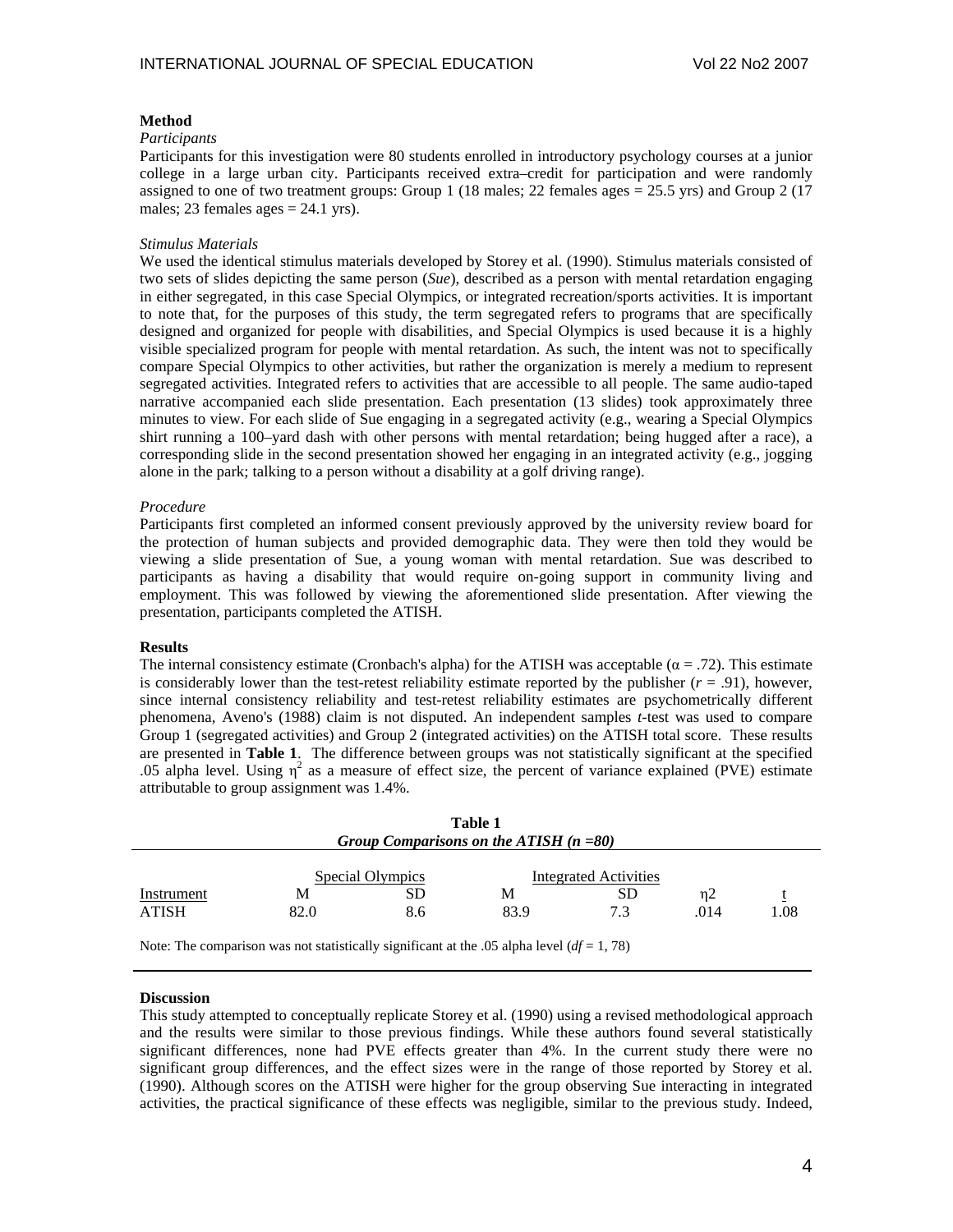**Method**

*Participants*

Participants for this investigation were 80 students enrolled in introductory psychology courses at a junior college in a large urban city. Participants received extra–credit for participation and were randomly assigned to one of two treatment groups: Group 1 (18 males; 22 females ages = 25.5 yrs) and Group 2 (17 males; 23 females ages = 24.1 yrs).

*Stimulus Materials*

We used the identical stimulus materials developed by Storey et al. (1990). Stimulus materials consisted of two sets of slides depicting the same person (*Sue*), described as a person with mental retardation engaging in either segregated, in this case Special Olympics, or integrated recreation/sports activities. It is important to note that, for the purposes of this study, the term segregated refers to programs that are specifically designed and organized for people with disabilities, and Special Olympics is used because it is a highly visible specialized program for people with mental retardation. As such, the intent was not to specifically compare Special Olympics to other activities, but rather the organization is merely a medium to represent segregated activities. Integrated refers to activities that are accessible to all people. The same audio-taped narrative accompanied each slide presentation. Each presentation (13 slides) took approximately three minutes to view. For each slide of Sue engaging in a segregated activity (e.g., wearing a Special Olympics shirt running a 100–yard dash with other persons with mental retardation; being hugged after a race), a corresponding slide in the second presentation showed her engaging in an integrated activity (e.g., jogging alone in the park; talking to a person without a disability at a golf driving range).

*Procedure*

Participants first completed an informed consent previously approved by the university review board for the protection of human subjects and provided demographic data. They were then told they would be viewing a slide presentation of Sue, a young woman with mental retardation. Sue was described to participants as having a disability that would require on-going support in community living and employment. This was followed by viewing the aforementioned slide presentation. After viewing the presentation, participants completed the ATISH.

**Results**

The internal consistency estimate (Cronbach's alpha) for the ATISH was acceptable ($\alpha = .72$). This estimate is considerably lower than the test-retest reliability estimate reported by the publisher ($r = .91$), however, since internal consistency reliability and test-retest reliability estimates are psychometrically different phenomena, Aveno's (1988) claim is not disputed. An independent samples *t*-test was used to compare Group 1 (segregated activities) and Group 2 (integrated activities) on the ATISH total score. These results are presented in **Table 1**. The difference between groups was not statistically significant at the specified .05 alpha level. Using $\eta^2$ as a measure of effect size, the percent of variance explained (PVE) estimate attributable to group assignment was 1.4%.

**Table 1**
***Group Comparisons on the ATISH (n =80)***

| | Special Olympics | | Integrated Activities | | | |
|---|---|---|---|---|---|---|
| Instrument | M | SD | M | SD | $\eta^2$ | $t$ |
| ATISH | 82.0 | 8.6 | 83.9 | 7.3 | .014 | 1.08 |

Note: The comparison was not statistically significant at the .05 alpha level (*df* = 1, 78)

**Discussion**

This study attempted to conceptually replicate Storey et al. (1990) using a revised methodological approach and the results were similar to those previous findings. While these authors found several statistically significant differences, none had PVE effects greater than 4%. In the current study there were no significant group differences, and the effect sizes were in the range of those reported by Storey et al. (1990). Although scores on the ATISH were higher for the group observing Sue interacting in integrated activities, the practical significance of these effects was negligible, similar to the previous study. Indeed,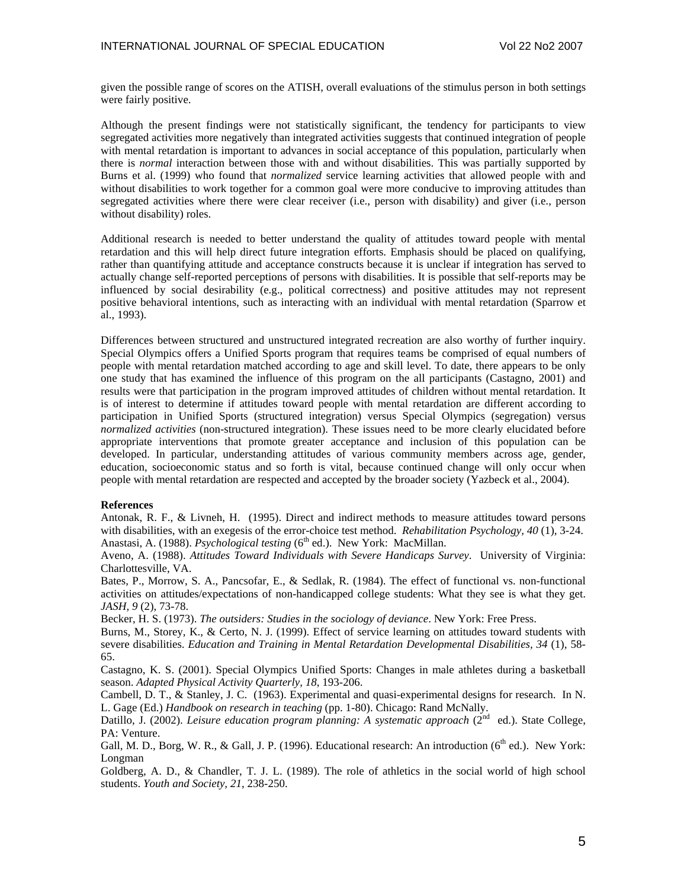given the possible range of scores on the ATISH, overall evaluations of the stimulus person in both settings were fairly positive.

Although the present findings were not statistically significant, the tendency for participants to view segregated activities more negatively than integrated activities suggests that continued integration of people with mental retardation is important to advances in social acceptance of this population, particularly when there is *normal* interaction between those with and without disabilities. This was partially supported by Burns et al. (1999) who found that *normalized* service learning activities that allowed people with and without disabilities to work together for a common goal were more conducive to improving attitudes than segregated activities where there were clear receiver (i.e., person with disability) and giver (i.e., person without disability) roles.

Additional research is needed to better understand the quality of attitudes toward people with mental retardation and this will help direct future integration efforts. Emphasis should be placed on qualifying, rather than quantifying attitude and acceptance constructs because it is unclear if integration has served to actually change self-reported perceptions of persons with disabilities. It is possible that self-reports may be influenced by social desirability (e.g., political correctness) and positive attitudes may not represent positive behavioral intentions, such as interacting with an individual with mental retardation (Sparrow et al., 1993).

Differences between structured and unstructured integrated recreation are also worthy of further inquiry. Special Olympics offers a Unified Sports program that requires teams be comprised of equal numbers of people with mental retardation matched according to age and skill level. To date, there appears to be only one study that has examined the influence of this program on the all participants (Castagno, 2001) and results were that participation in the program improved attitudes of children without mental retardation. It is of interest to determine if attitudes toward people with mental retardation are different according to participation in Unified Sports (structured integration) versus Special Olympics (segregation) versus *normalized activities* (non-structured integration). These issues need to be more clearly elucidated before appropriate interventions that promote greater acceptance and inclusion of this population can be developed. In particular, understanding attitudes of various community members across age, gender, education, socioeconomic status and so forth is vital, because continued change will only occur when people with mental retardation are respected and accepted by the broader society (Yazbeck et al., 2004).

**References**

Antonak, R. F., & Livneh, H. (1995). Direct and indirect methods to measure attitudes toward persons with disabilities, with an exegesis of the error-choice test method. *Rehabilitation Psychology, 40* (1), 3-24.

Anastasi, A. (1988). *Psychological testing* (6th ed.). New York: MacMillan.

Aveno, A. (1988). *Attitudes Toward Individuals with Severe Handicaps Survey*. University of Virginia: Charlottesville, VA.

Bates, P., Morrow, S. A., Pancsofar, E., & Sedlak, R. (1984). The effect of functional vs. non-functional activities on attitudes/expectations of non-handicapped college students: What they see is what they get. *JASH, 9* (2), 73-78.

Becker, H. S. (1973). *The outsiders: Studies in the sociology of deviance*. New York: Free Press.

Burns, M., Storey, K., & Certo, N. J. (1999). Effect of service learning on attitudes toward students with severe disabilities. *Education and Training in Mental Retardation Developmental Disabilities, 34* (1), 58-65.

Castagno, K. S. (2001). Special Olympics Unified Sports: Changes in male athletes during a basketball season. *Adapted Physical Activity Quarterly, 18*, 193-206.

Cambell, D. T., & Stanley, J. C. (1963). Experimental and quasi-experimental designs for research. In N. L. Gage (Ed.) *Handbook on research in teaching* (pp. 1-80). Chicago: Rand McNally.

Datillo, J. (2002). *Leisure education program planning: A systematic approach* (2nd ed.). State College, PA: Venture.

Gall, M. D., Borg, W. R., & Gall, J. P. (1996). Educational research: An introduction (6th ed.). New York: Longman

Goldberg, A. D., & Chandler, T. J. L. (1989). The role of athletics in the social world of high school students. *Youth and Society, 21*, 238-250.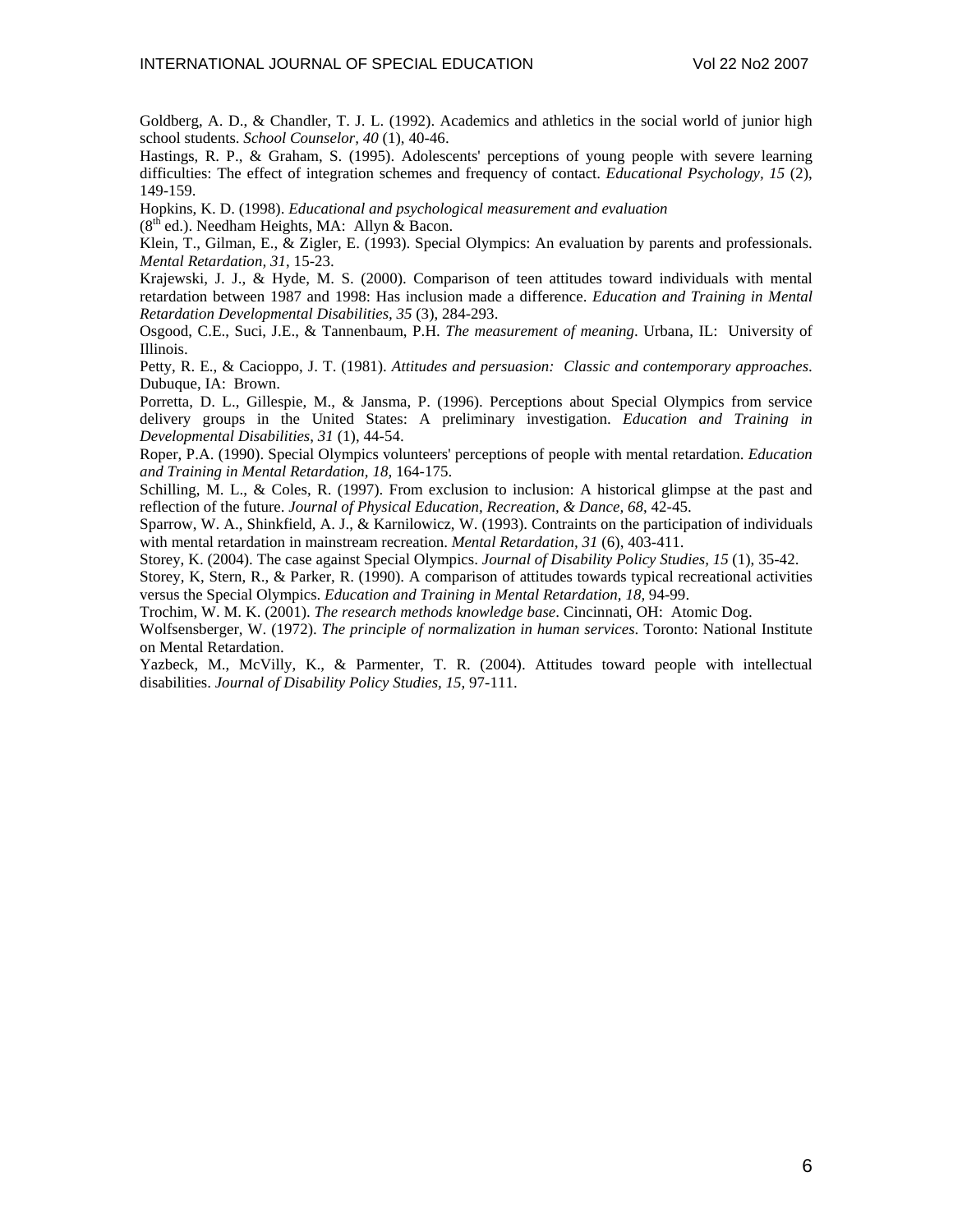Goldberg, A. D., & Chandler, T. J. L. (1992). Academics and athletics in the social world of junior high school students. *School Counselor, 40* (1), 40-46.

Hastings, R. P., & Graham, S. (1995). Adolescents' perceptions of young people with severe learning difficulties: The effect of integration schemes and frequency of contact. *Educational Psychology, 15* (2), 149-159.

Hopkins, K. D. (1998). *Educational and psychological measurement and evaluation* (8th ed.). Needham Heights, MA: Allyn & Bacon.

Klein, T., Gilman, E., & Zigler, E. (1993). Special Olympics: An evaluation by parents and professionals. *Mental Retardation, 31*, 15-23.

Krajewski, J. J., & Hyde, M. S. (2000). Comparison of teen attitudes toward individuals with mental retardation between 1987 and 1998: Has inclusion made a difference. *Education and Training in Mental Retardation Developmental Disabilities, 35* (3), 284-293.

Osgood, C.E., Suci, J.E., & Tannenbaum, P.H. *The measurement of meaning*. Urbana, IL: University of Illinois.

Petty, R. E., & Cacioppo, J. T. (1981). *Attitudes and persuasion: Classic and contemporary approaches*. Dubuque, IA: Brown.

Porretta, D. L., Gillespie, M., & Jansma, P. (1996). Perceptions about Special Olympics from service delivery groups in the United States: A preliminary investigation. *Education and Training in Developmental Disabilities, 31* (1), 44-54.

Roper, P.A. (1990). Special Olympics volunteers' perceptions of people with mental retardation. *Education and Training in Mental Retardation, 18,* 164-175.

Schilling, M. L., & Coles, R. (1997). From exclusion to inclusion: A historical glimpse at the past and reflection of the future. *Journal of Physical Education, Recreation, & Dance, 68*, 42-45.

Sparrow, W. A., Shinkfield, A. J., & Karnilowicz, W. (1993). Contraints on the participation of individuals with mental retardation in mainstream recreation. *Mental Retardation, 31* (6), 403-411.

Storey, K. (2004). The case against Special Olympics. *Journal of Disability Policy Studies, 15* (1), 35-42.

Storey, K, Stern, R., & Parker, R. (1990). A comparison of attitudes towards typical recreational activities versus the Special Olympics. *Education and Training in Mental Retardation, 18,* 94-99.

Trochim, W. M. K. (2001). *The research methods knowledge base*. Cincinnati, OH: Atomic Dog.

Wolfsensberger, W. (1972). *The principle of normalization in human services.* Toronto: National Institute on Mental Retardation.

Yazbeck, M., McVilly, K., & Parmenter, T. R. (2004). Attitudes toward people with intellectual disabilities. *Journal of Disability Policy Studies, 15,* 97-111.